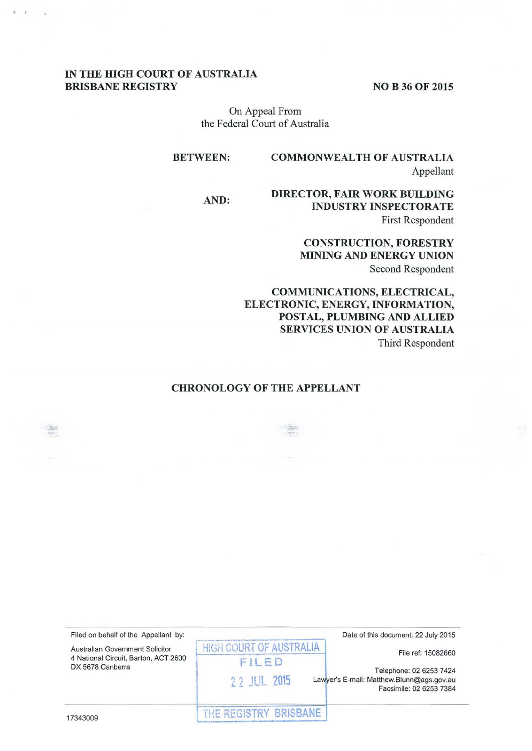**IN THE HIGH COURT OF AUSTRALIA**
**BRISBANE REGISTRY**

**NO B 36 OF 2015**

On Appeal From
the Federal Court of Australia

**BETWEEN:**

**COMMONWEALTH OF AUSTRALIA**
Appellant

**AND:**

**DIRECTOR, FAIR WORK BUILDING INDUSTRY INSPECTORATE**
First Respondent

**CONSTRUCTION, FORESTRY MINING AND ENERGY UNION**
Second Respondent

**COMMUNICATIONS, ELECTRICAL, ELECTRONIC, ENERGY, INFORMATION, POSTAL, PLUMBING AND ALLIED SERVICES UNION OF AUSTRALIA**
Third Respondent

**CHRONOLOGY OF THE APPELLANT**

---

Filed on behalf of the Appellant by:

Australian Government Solicitor
4 National Circuit, Barton, ACT 2600
DX 5678 Canberra

HIGH COURT OF AUSTRALIA
FILED
22 JUL 2015
THE REGISTRY BRISBANE

Date of this document: 22 July 2015

File ref: 15082660

Telephone: 02 6253 7424
Lawyer's E-mail: Matthew.Blunn@ags.gov.au
Facsimile: 02 6253 7384

17343009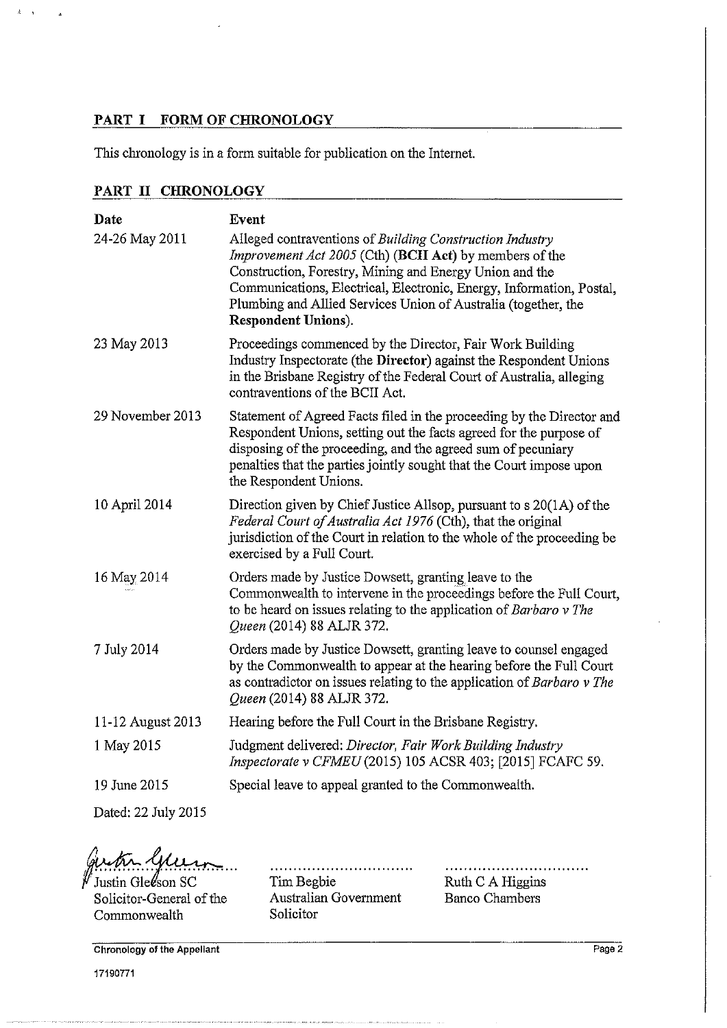## PART I FORM OF CHRONOLOGY

This chronology is in a form suitable for publication on the Internet.

## PART II CHRONOLOGY

| Date | Event |
| --- | --- |
| 24-26 May 2011 | Alleged contraventions of *Building Construction Industry Improvement Act 2005* (Cth) (**BCII Act**) by members of the Construction, Forestry, Mining and Energy Union and the Communications, Electrical, Electronic, Energy, Information, Postal, Plumbing and Allied Services Union of Australia (together, the **Respondent Unions**). |
| 23 May 2013 | Proceedings commenced by the Director, Fair Work Building Industry Inspectorate (the **Director**) against the Respondent Unions in the Brisbane Registry of the Federal Court of Australia, alleging contraventions of the BCII Act. |
| 29 November 2013 | Statement of Agreed Facts filed in the proceeding by the Director and Respondent Unions, setting out the facts agreed for the purpose of disposing of the proceeding, and the agreed sum of pecuniary penalties that the parties jointly sought that the Court impose upon the Respondent Unions. |
| 10 April 2014 | Direction given by Chief Justice Allsop, pursuant to s 20(1A) of the *Federal Court of Australia Act 1976* (Cth), that the original jurisdiction of the Court in relation to the whole of the proceeding be exercised by a Full Court. |
| 16 May 2014 | Orders made by Justice Dowsett, granting leave to the Commonwealth to intervene in the proceedings before the Full Court, to be heard on issues relating to the application of *Barbaro v The Queen* (2014) 88 ALJR 372. |
| 7 July 2014 | Orders made by Justice Dowsett, granting leave to counsel engaged by the Commonwealth to appear at the hearing before the Full Court as contradictor on issues relating to the application of *Barbaro v The Queen* (2014) 88 ALJR 372. |
| 11-12 August 2013 | Hearing before the Full Court in the Brisbane Registry. |
| 1 May 2015 | Judgment delivered: *Director, Fair Work Building Industry Inspectorate v CFMEU* (2015) 105 ACSR 403; [2015] FCAFC 59. |
| 19 June 2015 | Special leave to appeal granted to the Commonwealth. |

Dated: 22 July 2015

| | | |
| --- | --- | --- |
| Justin Gleeson SC<br>Solicitor-General of the Commonwealth | Tim Begbie<br>Australian Government Solicitor | Ruth C A Higgins<br>Banco Chambers |

Chronology of the Appellant

17190771